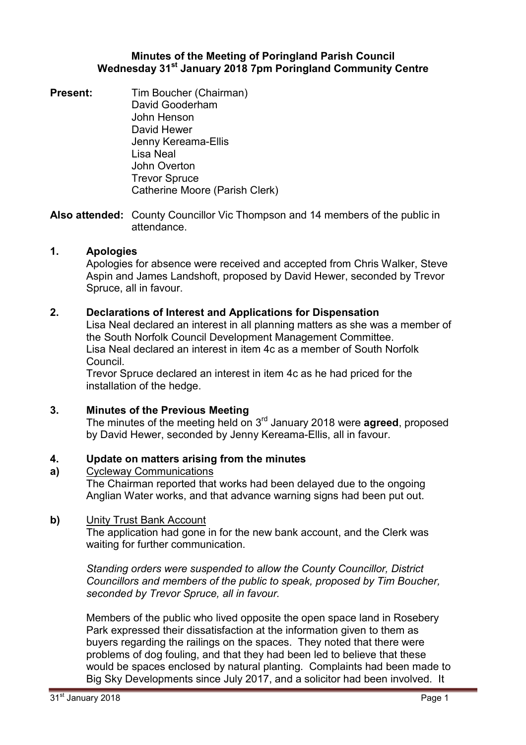# Minutes of the Meeting of Poringland Parish Council
## Wednesday 31st January 2018 7pm Poringland Community Centre

**Present:**
Tim Boucher (Chairman)
David Gooderham
John Henson
David Hewer
Jenny Kereama-Ellis
Lisa Neal
John Overton
Trevor Spruce
Catherine Moore (Parish Clerk)

**Also attended:** County Councillor Vic Thompson and 14 members of the public in attendance.

### 1. Apologies

Apologies for absence were received and accepted from Chris Walker, Steve Aspin and James Landshoft, proposed by David Hewer, seconded by Trevor Spruce, all in favour.

### 2. Declarations of Interest and Applications for Dispensation

Lisa Neal declared an interest in all planning matters as she was a member of the South Norfolk Council Development Management Committee.
Lisa Neal declared an interest in item 4c as a member of South Norfolk Council.
Trevor Spruce declared an interest in item 4c as he had priced for the installation of the hedge.

### 3. Minutes of the Previous Meeting

The minutes of the meeting held on 3rd January 2018 were **agreed**, proposed by David Hewer, seconded by Jenny Kereama-Ellis, all in favour.

### 4. Update on matters arising from the minutes

**a)** Cycleway Communications

The Chairman reported that works had been delayed due to the ongoing Anglian Water works, and that advance warning signs had been put out.

**b)** Unity Trust Bank Account

The application had gone in for the new bank account, and the Clerk was waiting for further communication.

*Standing orders were suspended to allow the County Councillor, District Councillors and members of the public to speak, proposed by Tim Boucher, seconded by Trevor Spruce, all in favour.*

Members of the public who lived opposite the open space land in Rosebery Park expressed their dissatisfaction at the information given to them as buyers regarding the railings on the spaces. They noted that there were problems of dog fouling, and that they had been led to believe that these would be spaces enclosed by natural planting. Complaints had been made to Big Sky Developments since July 2017, and a solicitor had been involved. It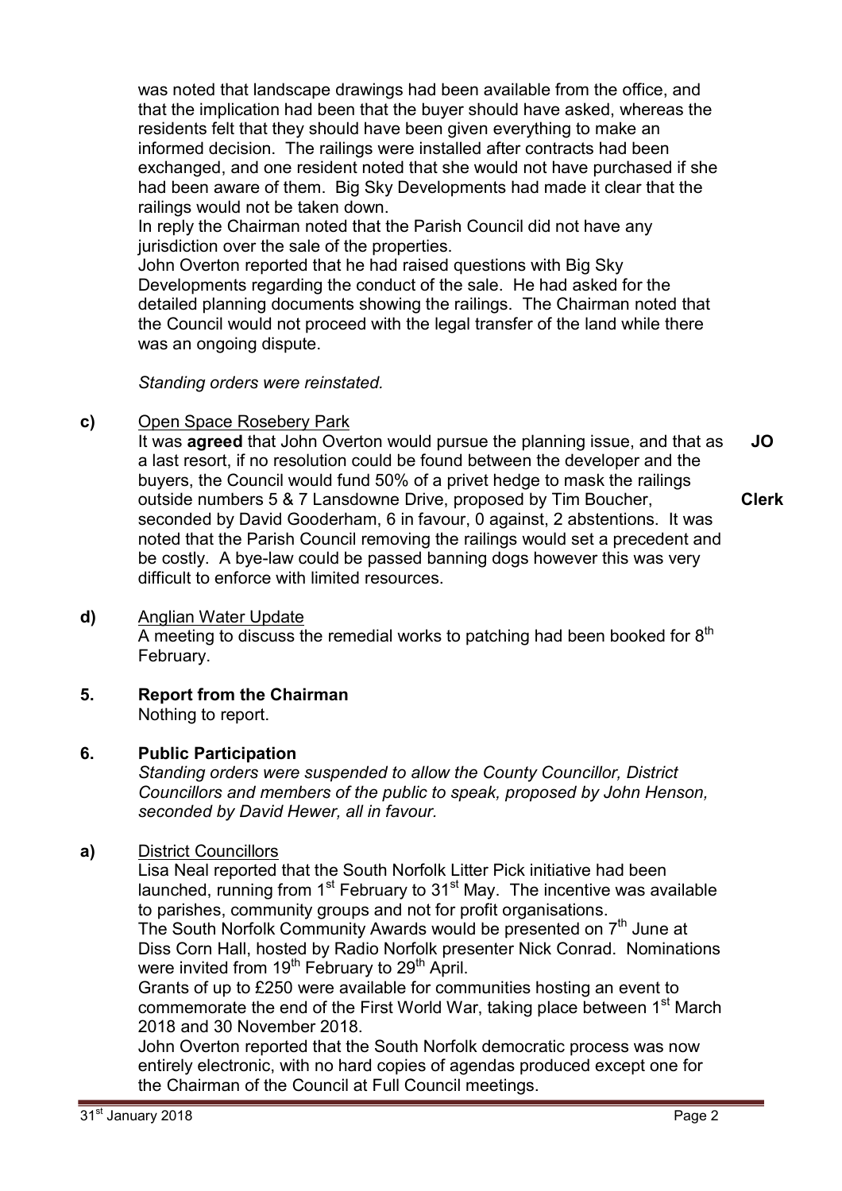was noted that landscape drawings had been available from the office, and that the implication had been that the buyer should have asked, whereas the residents felt that they should have been given everything to make an informed decision. The railings were installed after contracts had been exchanged, and one resident noted that she would not have purchased if she had been aware of them. Big Sky Developments had made it clear that the railings would not be taken down.

In reply the Chairman noted that the Parish Council did not have any jurisdiction over the sale of the properties.

John Overton reported that he had raised questions with Big Sky Developments regarding the conduct of the sale. He had asked for the detailed planning documents showing the railings. The Chairman noted that the Council would not proceed with the legal transfer of the land while there was an ongoing dispute.

*Standing orders were reinstated.*

**c)** Open Space Rosebery Park

It was **agreed** that John Overton would pursue the planning issue, and that as a last resort, if no resolution could be found between the developer and the buyers, the Council would fund 50% of a privet hedge to mask the railings outside numbers 5 & 7 Lansdowne Drive, proposed by Tim Boucher, seconded by David Gooderham, 6 in favour, 0 against, 2 abstentions. It was noted that the Parish Council removing the railings would set a precedent and be costly. A bye-law could be passed banning dogs however this was very difficult to enforce with limited resources. **JO** **Clerk**

**d)** Anglian Water Update

A meeting to discuss the remedial works to patching had been booked for 8th February.

## 5. Report from the Chairman

Nothing to report.

## 6. Public Participation

*Standing orders were suspended to allow the County Councillor, District Councillors and members of the public to speak, proposed by John Henson, seconded by David Hewer, all in favour.*

**a)** District Councillors

Lisa Neal reported that the South Norfolk Litter Pick initiative had been launched, running from 1st February to 31st May. The incentive was available to parishes, community groups and not for profit organisations.

The South Norfolk Community Awards would be presented on 7th June at Diss Corn Hall, hosted by Radio Norfolk presenter Nick Conrad. Nominations were invited from 19th February to 29th April.

Grants of up to £250 were available for communities hosting an event to commemorate the end of the First World War, taking place between 1st March 2018 and 30 November 2018.

John Overton reported that the South Norfolk democratic process was now entirely electronic, with no hard copies of agendas produced except one for the Chairman of the Council at Full Council meetings.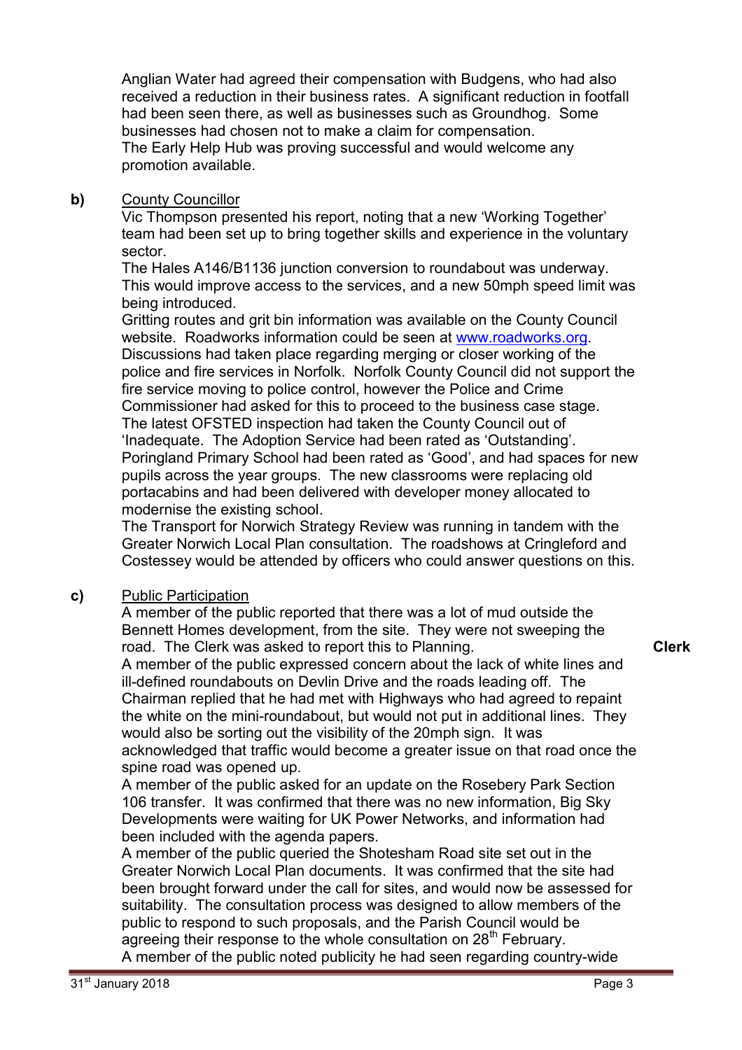Anglian Water had agreed their compensation with Budgens, who had also received a reduction in their business rates. A significant reduction in footfall had been seen there, as well as businesses such as Groundhog. Some businesses had chosen not to make a claim for compensation.
The Early Help Hub was proving successful and would welcome any promotion available.

**b)** County Councillor

Vic Thompson presented his report, noting that a new 'Working Together' team had been set up to bring together skills and experience in the voluntary sector.
The Hales A146/B1136 junction conversion to roundabout was underway. This would improve access to the services, and a new 50mph speed limit was being introduced.
Gritting routes and grit bin information was available on the County Council website. Roadworks information could be seen at [www.roadworks.org](http://www.roadworks.org).
Discussions had taken place regarding merging or closer working of the police and fire services in Norfolk. Norfolk County Council did not support the fire service moving to police control, however the Police and Crime Commissioner had asked for this to proceed to the business case stage.
The latest OFSTED inspection had taken the County Council out of 'Inadequate. The Adoption Service had been rated as 'Outstanding'.
Poringland Primary School had been rated as 'Good', and had spaces for new pupils across the year groups. The new classrooms were replacing old portacabins and had been delivered with developer money allocated to modernise the existing school.
The Transport for Norwich Strategy Review was running in tandem with the Greater Norwich Local Plan consultation. The roadshows at Cringleford and Costessey would be attended by officers who could answer questions on this.

**c)** Public Participation

A member of the public reported that there was a lot of mud outside the Bennett Homes development, from the site. They were not sweeping the road. The Clerk was asked to report this to Planning. **Clerk**

A member of the public expressed concern about the lack of white lines and ill-defined roundabouts on Devlin Drive and the roads leading off. The Chairman replied that he had met with Highways who had agreed to repaint the white on the mini-roundabout, but would not put in additional lines. They would also be sorting out the visibility of the 20mph sign. It was acknowledged that traffic would become a greater issue on that road once the spine road was opened up.
A member of the public asked for an update on the Rosebery Park Section 106 transfer. It was confirmed that there was no new information, Big Sky Developments were waiting for UK Power Networks, and information had been included with the agenda papers.
A member of the public queried the Shotesham Road site set out in the Greater Norwich Local Plan documents. It was confirmed that the site had been brought forward under the call for sites, and would now be assessed for suitability. The consultation process was designed to allow members of the public to respond to such proposals, and the Parish Council would be agreeing their response to the whole consultation on 28th February.
A member of the public noted publicity he had seen regarding country-wide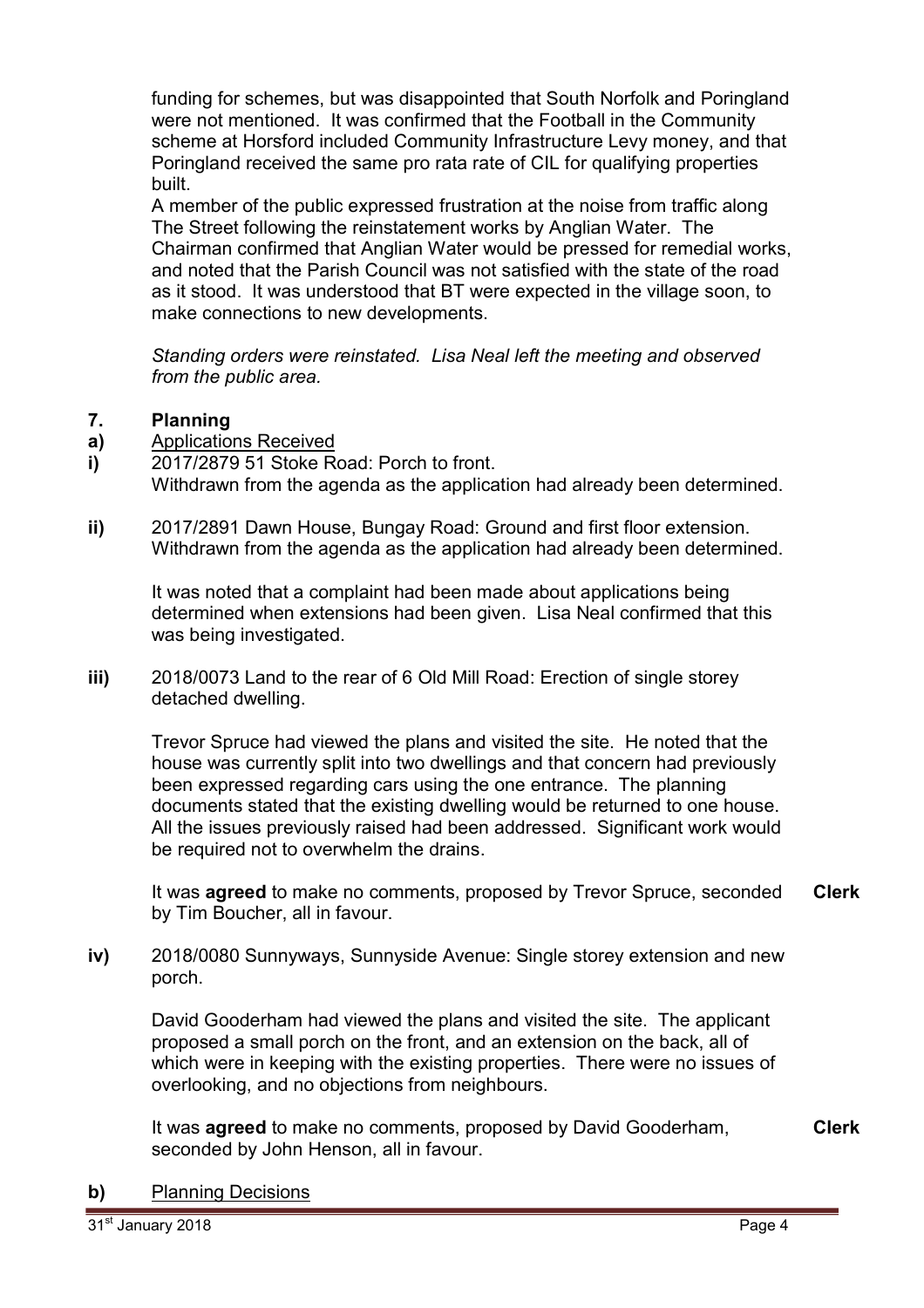funding for schemes, but was disappointed that South Norfolk and Poringland were not mentioned. It was confirmed that the Football in the Community scheme at Horsford included Community Infrastructure Levy money, and that Poringland received the same pro rata rate of CIL for qualifying properties built.

A member of the public expressed frustration at the noise from traffic along The Street following the reinstatement works by Anglian Water. The Chairman confirmed that Anglian Water would be pressed for remedial works, and noted that the Parish Council was not satisfied with the state of the road as it stood. It was understood that BT were expected in the village soon, to make connections to new developments.

*Standing orders were reinstated. Lisa Neal left the meeting and observed from the public area.*

## 7. Planning

**a)** Applications Received

**i)** 2017/2879 51 Stoke Road: Porch to front.
Withdrawn from the agenda as the application had already been determined.

**ii)** 2017/2891 Dawn House, Bungay Road: Ground and first floor extension.
Withdrawn from the agenda as the application had already been determined.

It was noted that a complaint had been made about applications being determined when extensions had been given. Lisa Neal confirmed that this was being investigated.

**iii)** 2018/0073 Land to the rear of 6 Old Mill Road: Erection of single storey detached dwelling.

Trevor Spruce had viewed the plans and visited the site. He noted that the house was currently split into two dwellings and that concern had previously been expressed regarding cars using the one entrance. The planning documents stated that the existing dwelling would be returned to one house. All the issues previously raised had been addressed. Significant work would be required not to overwhelm the drains.

It was **agreed** to make no comments, proposed by Trevor Spruce, seconded by Tim Boucher, all in favour. **Clerk**

**iv)** 2018/0080 Sunnyways, Sunnyside Avenue: Single storey extension and new porch.

David Gooderham had viewed the plans and visited the site. The applicant proposed a small porch on the front, and an extension on the back, all of which were in keeping with the existing properties. There were no issues of overlooking, and no objections from neighbours.

It was **agreed** to make no comments, proposed by David Gooderham, seconded by John Henson, all in favour. **Clerk**

**b)** Planning Decisions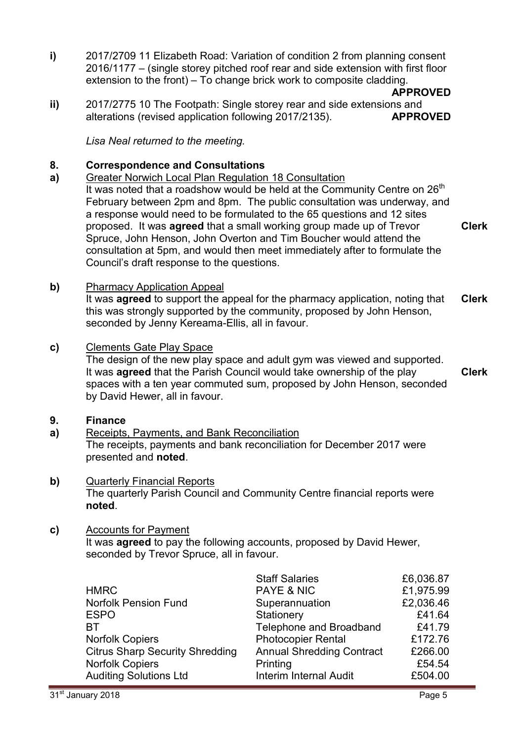**i)** 2017/2709 11 Elizabeth Road: Variation of condition 2 from planning consent 2016/1177 – (single storey pitched roof rear and side extension with first floor extension to the front) – To change brick work to composite cladding. **APPROVED**

**ii)** 2017/2775 10 The Footpath: Single storey rear and side extensions and alterations (revised application following 2017/2135). **APPROVED**

*Lisa Neal returned to the meeting.*

## 8. Correspondence and Consultations

**a)** Greater Norwich Local Plan Regulation 18 Consultation

It was noted that a roadshow would be held at the Community Centre on 26th February between 2pm and 8pm. The public consultation was underway, and a response would need to be formulated to the 65 questions and 12 sites proposed. It was **agreed** that a small working group made up of Trevor Spruce, John Henson, John Overton and Tim Boucher would attend the consultation at 5pm, and would then meet immediately after to formulate the Council's draft response to the questions. **Clerk**

**b)** Pharmacy Application Appeal

It was **agreed** to support the appeal for the pharmacy application, noting that this was strongly supported by the community, proposed by John Henson, seconded by Jenny Kereama-Ellis, all in favour. **Clerk**

**c)** Clements Gate Play Space

The design of the new play space and adult gym was viewed and supported. It was **agreed** that the Parish Council would take ownership of the play spaces with a ten year commuted sum, proposed by John Henson, seconded by David Hewer, all in favour. **Clerk**

## 9. Finance

**a)** Receipts, Payments, and Bank Reconciliation

The receipts, payments and bank reconciliation for December 2017 were presented and **noted**.

**b)** Quarterly Financial Reports

The quarterly Parish Council and Community Centre financial reports were **noted**.

**c)** Accounts for Payment

It was **agreed** to pay the following accounts, proposed by David Hewer, seconded by Trevor Spruce, all in favour.

| | | |
|---|---|---|
| | Staff Salaries | £6,036.87 |
| HMRC | PAYE & NIC | £1,975.99 |
| Norfolk Pension Fund | Superannuation | £2,036.46 |
| ESPO | Stationery | £41.64 |
| BT | Telephone and Broadband | £41.79 |
| Norfolk Copiers | Photocopier Rental | £172.76 |
| Citrus Sharp Security Shredding | Annual Shredding Contract | £266.00 |
| Norfolk Copiers | Printing | £54.54 |
| Auditing Solutions Ltd | Interim Internal Audit | £504.00 |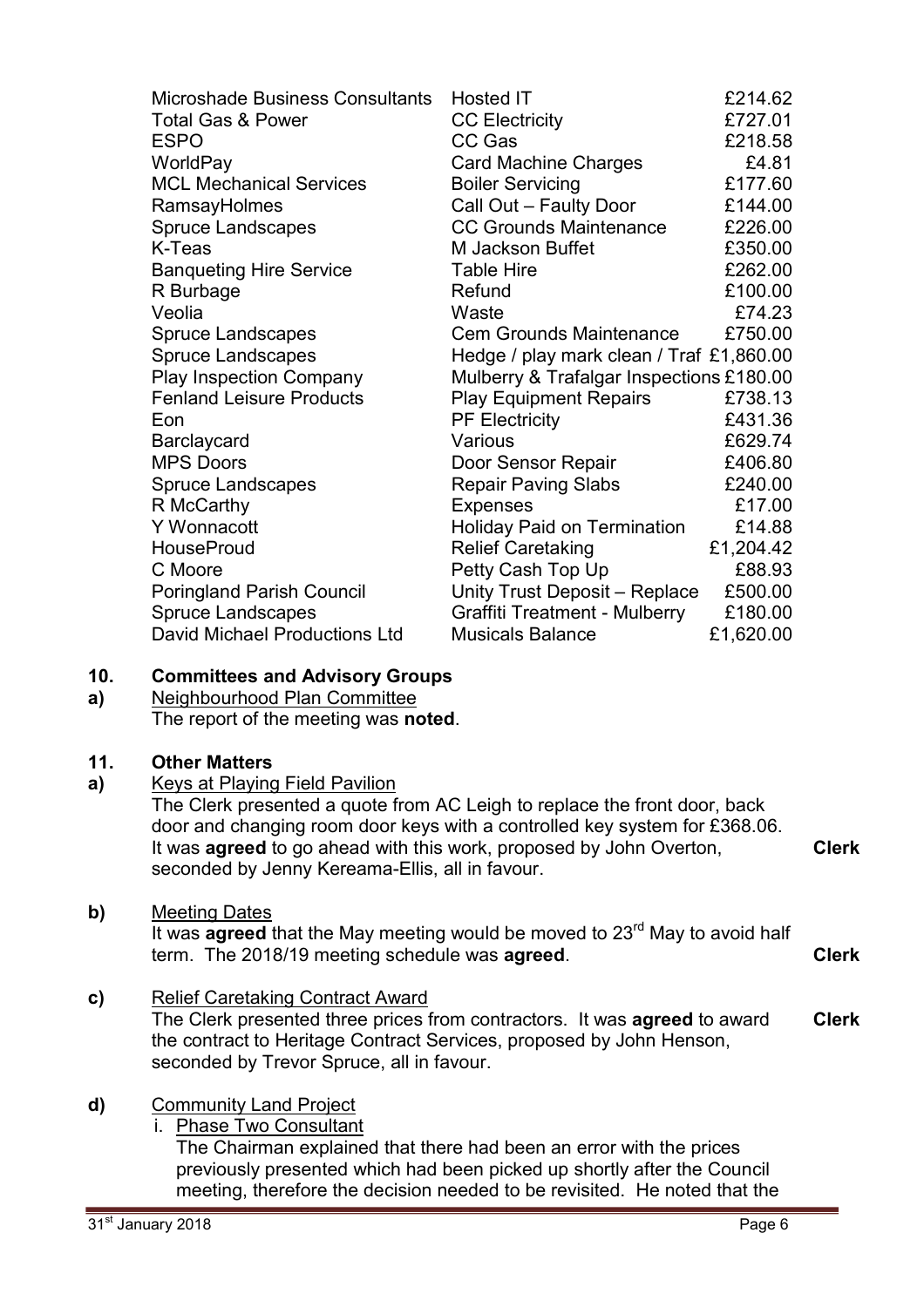| | | |
|---|---|---|
| Microshade Business Consultants | Hosted IT | £214.62 |
| Total Gas & Power | CC Electricity | £727.01 |
| ESPO | CC Gas | £218.58 |
| WorldPay | Card Machine Charges | £4.81 |
| MCL Mechanical Services | Boiler Servicing | £177.60 |
| RamsayHolmes | Call Out – Faulty Door | £144.00 |
| Spruce Landscapes | CC Grounds Maintenance | £226.00 |
| K-Teas | M Jackson Buffet | £350.00 |
| Banqueting Hire Service | Table Hire | £262.00 |
| R Burbage | Refund | £100.00 |
| Veolia | Waste | £74.23 |
| Spruce Landscapes | Cem Grounds Maintenance | £750.00 |
| Spruce Landscapes | Hedge / play mark clean / Traf | £1,860.00 |
| Play Inspection Company | Mulberry & Trafalgar Inspections | £180.00 |
| Fenland Leisure Products | Play Equipment Repairs | £738.13 |
| Eon | PF Electricity | £431.36 |
| Barclaycard | Various | £629.74 |
| MPS Doors | Door Sensor Repair | £406.80 |
| Spruce Landscapes | Repair Paving Slabs | £240.00 |
| R McCarthy | Expenses | £17.00 |
| Y Wonnacott | Holiday Paid on Termination | £14.88 |
| HouseProud | Relief Caretaking | £1,204.42 |
| C Moore | Petty Cash Top Up | £88.93 |
| Poringland Parish Council | Unity Trust Deposit – Replace | £500.00 |
| Spruce Landscapes | Graffiti Treatment - Mulberry | £180.00 |
| David Michael Productions Ltd | Musicals Balance | £1,620.00 |

## 10. Committees and Advisory Groups

**a)** Neighbourhood Plan Committee

The report of the meeting was **noted**.

## 11. Other Matters

**a)** Keys at Playing Field Pavilion

The Clerk presented a quote from AC Leigh to replace the front door, back door and changing room door keys with a controlled key system for £368.06. It was **agreed** to go ahead with this work, proposed by John Overton, seconded by Jenny Kereama-Ellis, all in favour. **Clerk**

**b)** Meeting Dates

It was **agreed** that the May meeting would be moved to 23rd May to avoid half term. The 2018/19 meeting schedule was **agreed**. **Clerk**

**c)** Relief Caretaking Contract Award

The Clerk presented three prices from contractors. It was **agreed** to award the contract to Heritage Contract Services, proposed by John Henson, seconded by Trevor Spruce, all in favour. **Clerk**

**d)** Community Land Project

i. Phase Two Consultant

The Chairman explained that there had been an error with the prices previously presented which had been picked up shortly after the Council meeting, therefore the decision needed to be revisited. He noted that the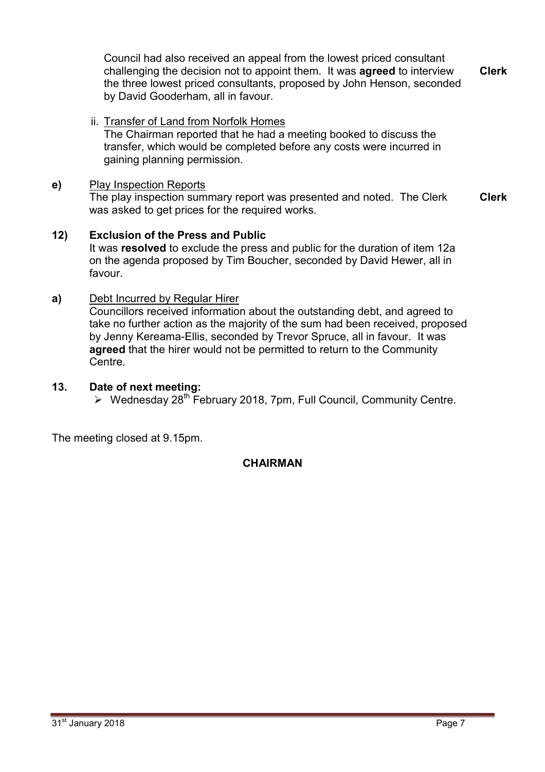Council had also received an appeal from the lowest priced consultant challenging the decision not to appoint them. It was **agreed** to interview the three lowest priced consultants, proposed by John Henson, seconded by David Gooderham, all in favour. **Clerk**

ii. Transfer of Land from Norfolk Homes
The Chairman reported that he had a meeting booked to discuss the transfer, which would be completed before any costs were incurred in gaining planning permission.

**e)** Play Inspection Reports
The play inspection summary report was presented and noted. The Clerk was asked to get prices for the required works. **Clerk**

**12) Exclusion of the Press and Public**
It was **resolved** to exclude the press and public for the duration of item 12a on the agenda proposed by Tim Boucher, seconded by David Hewer, all in favour.

**a)** Debt Incurred by Regular Hirer
Councillors received information about the outstanding debt, and agreed to take no further action as the majority of the sum had been received, proposed by Jenny Kereama-Ellis, seconded by Trevor Spruce, all in favour. It was **agreed** that the hirer would not be permitted to return to the Community Centre.

**13. Date of next meeting:**

- Wednesday 28th February 2018, 7pm, Full Council, Community Centre.

The meeting closed at 9.15pm.

**CHAIRMAN**